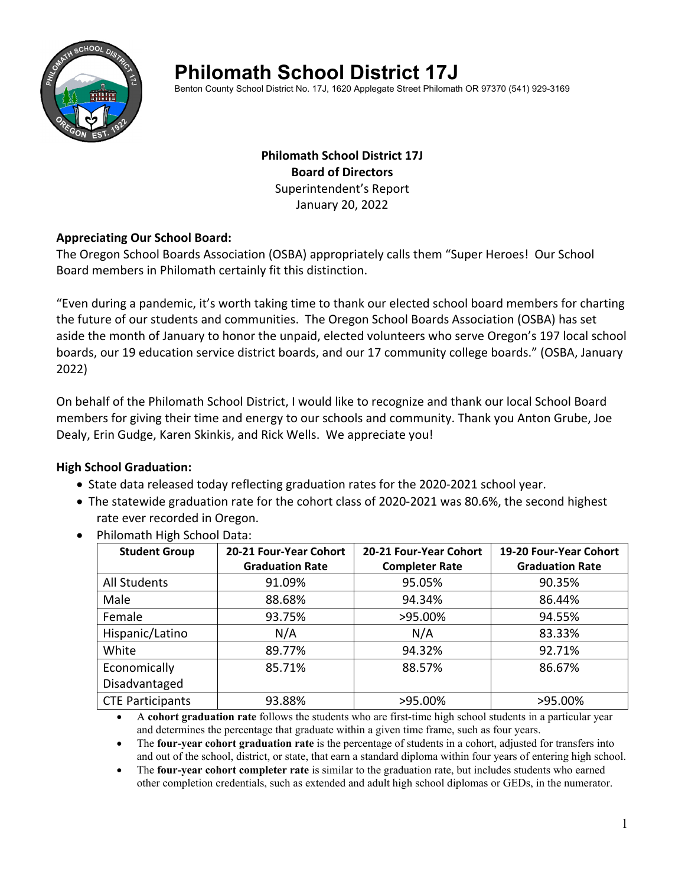# Philomath School District 17J

Benton County School District No. 17J, 1620 Applegate Street Philomath OR 97370 (541) 929-3169

**Philomath School District 17J**
**Board of Directors**
Superintendent's Report
January 20, 2022

**Appreciating Our School Board:**
The Oregon School Boards Association (OSBA) appropriately calls them "Super Heroes! Our School Board members in Philomath certainly fit this distinction.

"Even during a pandemic, it's worth taking time to thank our elected school board members for charting the future of our students and communities. The Oregon School Boards Association (OSBA) has set aside the month of January to honor the unpaid, elected volunteers who serve Oregon's 197 local school boards, our 19 education service district boards, and our 17 community college boards." (OSBA, January 2022)

On behalf of the Philomath School District, I would like to recognize and thank our local School Board members for giving their time and energy to our schools and community. Thank you Anton Grube, Joe Dealy, Erin Gudge, Karen Skinkis, and Rick Wells. We appreciate you!

**High School Graduation:**

- State data released today reflecting graduation rates for the 2020-2021 school year.
- The statewide graduation rate for the cohort class of 2020-2021 was 80.6%, the second highest rate ever recorded in Oregon.
- Philomath High School Data:

| Student Group | 20-21 Four-Year Cohort Graduation Rate | 20-21 Four-Year Cohort Completer Rate | 19-20 Four-Year Cohort Graduation Rate |
|---|---|---|---|
| All Students | 91.09% | 95.05% | 90.35% |
| Male | 88.68% | 94.34% | 86.44% |
| Female | 93.75% | >95.00% | 94.55% |
| Hispanic/Latino | N/A | N/A | 83.33% |
| White | 89.77% | 94.32% | 92.71% |
| Economically Disadvantaged | 85.71% | 88.57% | 86.67% |
| CTE Participants | 93.88% | >95.00% | >95.00% |

  - A **cohort graduation rate** follows the students who are first-time high school students in a particular year and determines the percentage that graduate within a given time frame, such as four years.
  - The **four-year cohort graduation rate** is the percentage of students in a cohort, adjusted for transfers into and out of the school, district, or state, that earn a standard diploma within four years of entering high school.
  - The **four-year cohort completer rate** is similar to the graduation rate, but includes students who earned other completion credentials, such as extended and adult high school diplomas or GEDs, in the numerator.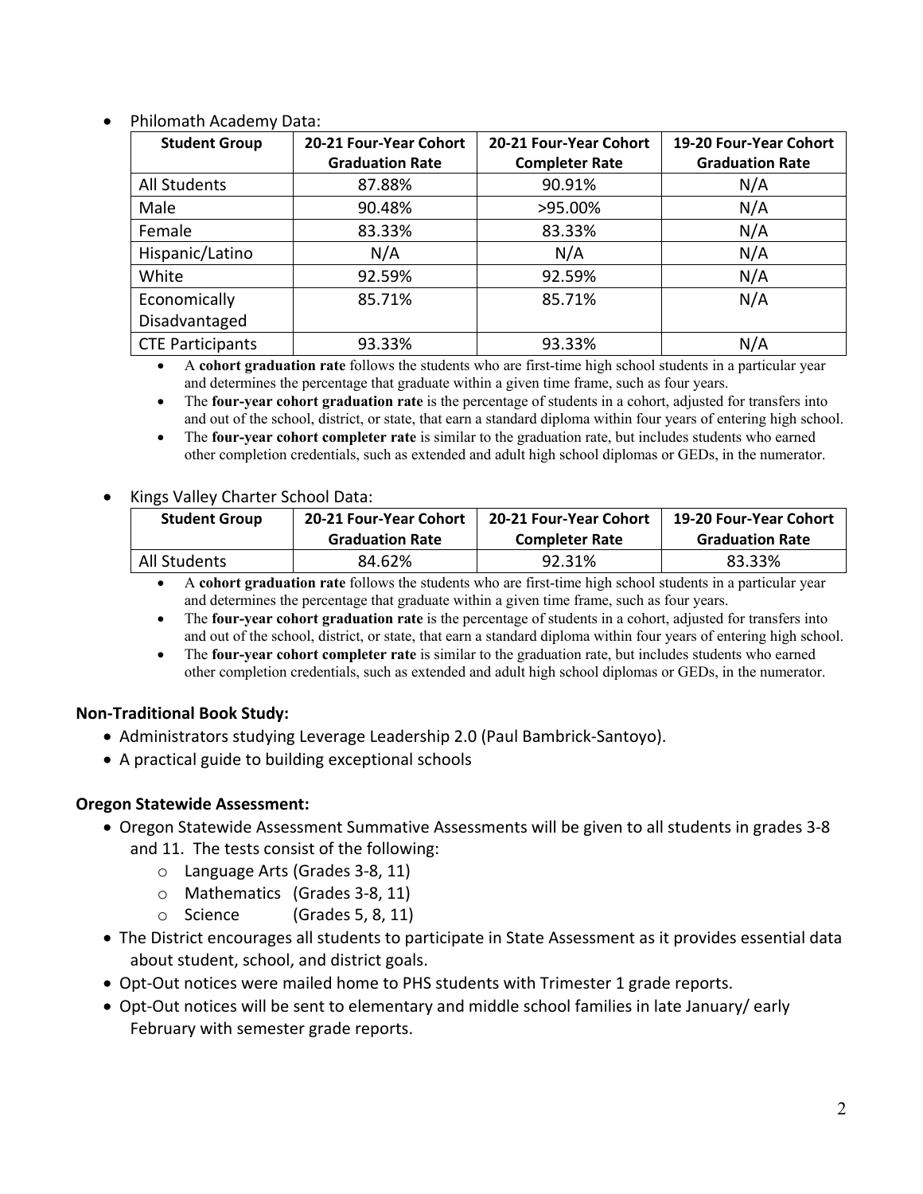- Philomath Academy Data:

| Student Group | 20-21 Four-Year Cohort Graduation Rate | 20-21 Four-Year Cohort Completer Rate | 19-20 Four-Year Cohort Graduation Rate |
|---|---|---|---|
| All Students | 87.88% | 90.91% | N/A |
| Male | 90.48% | >95.00% | N/A |
| Female | 83.33% | 83.33% | N/A |
| Hispanic/Latino | N/A | N/A | N/A |
| White | 92.59% | 92.59% | N/A |
| Economically Disadvantaged | 85.71% | 85.71% | N/A |
| CTE Participants | 93.33% | 93.33% | N/A |

  - A **cohort graduation rate** follows the students who are first-time high school students in a particular year and determines the percentage that graduate within a given time frame, such as four years.
  - The **four-year cohort graduation rate** is the percentage of students in a cohort, adjusted for transfers into and out of the school, district, or state, that earn a standard diploma within four years of entering high school.
  - The **four-year cohort completer rate** is similar to the graduation rate, but includes students who earned other completion credentials, such as extended and adult high school diplomas or GEDs, in the numerator.

- Kings Valley Charter School Data:

| Student Group | 20-21 Four-Year Cohort Graduation Rate | 20-21 Four-Year Cohort Completer Rate | 19-20 Four-Year Cohort Graduation Rate |
|---|---|---|---|
| All Students | 84.62% | 92.31% | 83.33% |

  - A **cohort graduation rate** follows the students who are first-time high school students in a particular year and determines the percentage that graduate within a given time frame, such as four years.
  - The **four-year cohort graduation rate** is the percentage of students in a cohort, adjusted for transfers into and out of the school, district, or state, that earn a standard diploma within four years of entering high school.
  - The **four-year cohort completer rate** is similar to the graduation rate, but includes students who earned other completion credentials, such as extended and adult high school diplomas or GEDs, in the numerator.

**Non-Traditional Book Study:**

- Administrators studying Leverage Leadership 2.0 (Paul Bambrick-Santoyo).
- A practical guide to building exceptional schools

**Oregon Statewide Assessment:**

- Oregon Statewide Assessment Summative Assessments will be given to all students in grades 3-8 and 11. The tests consist of the following:
  - Language Arts (Grades 3-8, 11)
  - Mathematics (Grades 3-8, 11)
  - Science (Grades 5, 8, 11)
- The District encourages all students to participate in State Assessment as it provides essential data about student, school, and district goals.
- Opt-Out notices were mailed home to PHS students with Trimester 1 grade reports.
- Opt-Out notices will be sent to elementary and middle school families in late January/ early February with semester grade reports.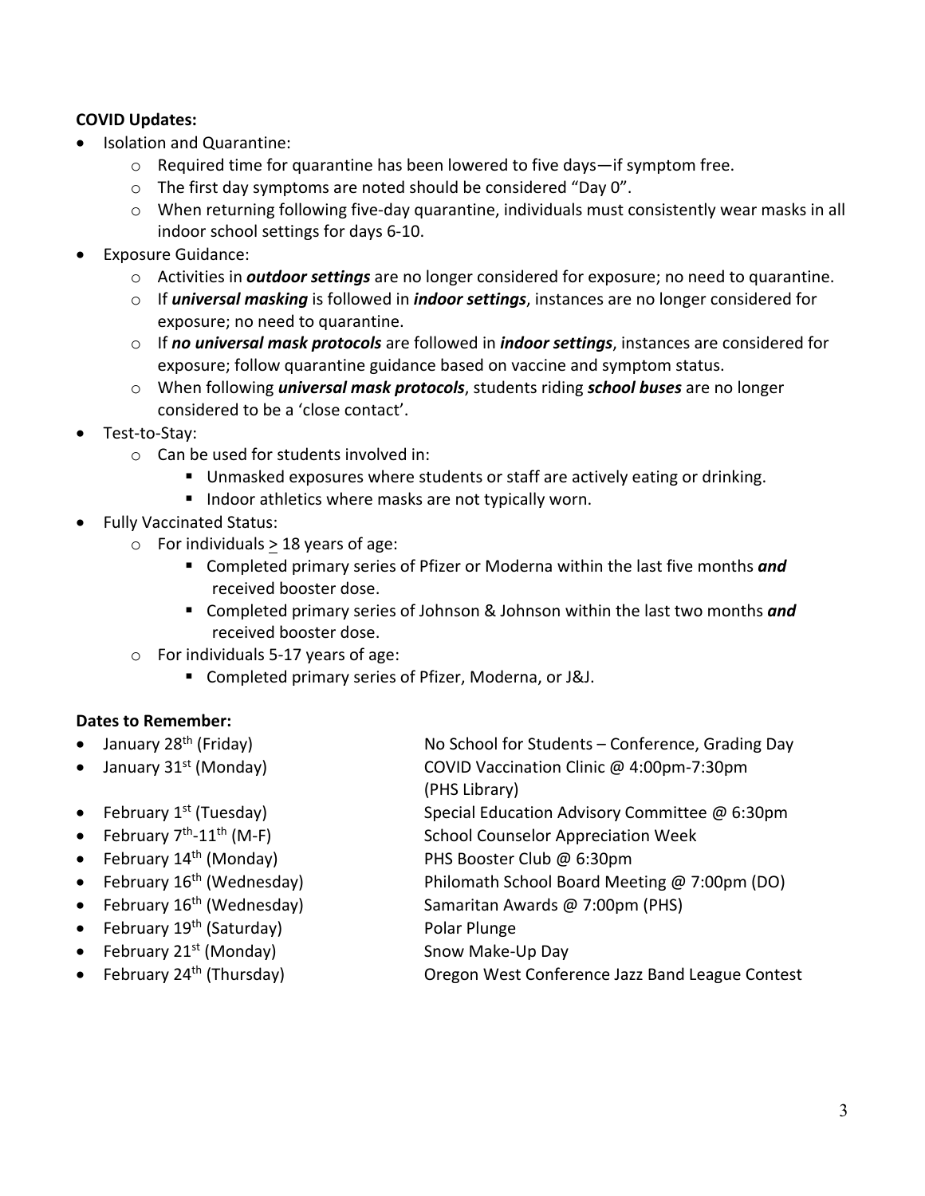**COVID Updates:**

- Isolation and Quarantine:
  - Required time for quarantine has been lowered to five days—if symptom free.
  - The first day symptoms are noted should be considered "Day 0".
  - When returning following five-day quarantine, individuals must consistently wear masks in all indoor school settings for days 6-10.
- Exposure Guidance:
  - Activities in ***outdoor settings*** are no longer considered for exposure; no need to quarantine.
  - If ***universal masking*** is followed in ***indoor settings***, instances are no longer considered for exposure; no need to quarantine.
  - If ***no universal mask protocols*** are followed in ***indoor settings***, instances are considered for exposure; follow quarantine guidance based on vaccine and symptom status.
  - When following ***universal mask protocols***, students riding ***school buses*** are no longer considered to be a 'close contact'.
- Test-to-Stay:
  - Can be used for students involved in:
    - Unmasked exposures where students or staff are actively eating or drinking.
    - Indoor athletics where masks are not typically worn.
- Fully Vaccinated Status:
  - For individuals $\geq$ 18 years of age:
    - Completed primary series of Pfizer or Moderna within the last five months ***and*** received booster dose.
    - Completed primary series of Johnson & Johnson within the last two months ***and*** received booster dose.
  - For individuals 5-17 years of age:
    - Completed primary series of Pfizer, Moderna, or J&J.

**Dates to Remember:**

- January 28th (Friday) — No School for Students – Conference, Grading Day
- January 31st (Monday) — COVID Vaccination Clinic @ 4:00pm-7:30pm (PHS Library)
- February 1st (Tuesday) — Special Education Advisory Committee @ 6:30pm
- February 7th-11th (M-F) — School Counselor Appreciation Week
- February 14th (Monday) — PHS Booster Club @ 6:30pm
- February 16th (Wednesday) — Philomath School Board Meeting @ 7:00pm (DO)
- February 16th (Wednesday) — Samaritan Awards @ 7:00pm (PHS)
- February 19th (Saturday) — Polar Plunge
- February 21st (Monday) — Snow Make-Up Day
- February 24th (Thursday) — Oregon West Conference Jazz Band League Contest